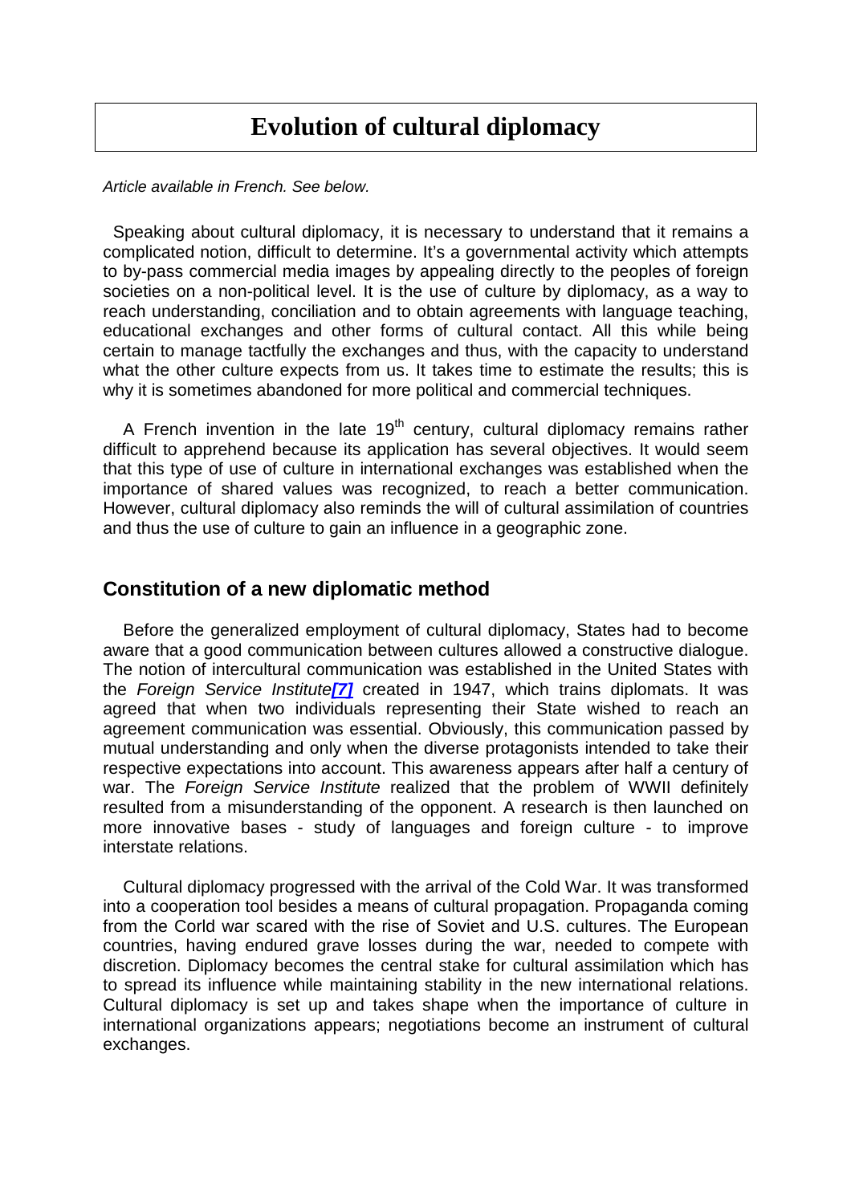# Evolution of cultural diplomacy

*Article available in French. See below.*

Speaking about cultural diplomacy, it is necessary to understand that it remains a complicated notion, difficult to determine. It's a governmental activity which attempts to by-pass commercial media images by appealing directly to the peoples of foreign societies on a non-political level. It is the use of culture by diplomacy, as a way to reach understanding, conciliation and to obtain agreements with language teaching, educational exchanges and other forms of cultural contact. All this while being certain to manage tactfully the exchanges and thus, with the capacity to understand what the other culture expects from us. It takes time to estimate the results; this is why it is sometimes abandoned for more political and commercial techniques.

A French invention in the late 19th century, cultural diplomacy remains rather difficult to apprehend because its application has several objectives. It would seem that this type of use of culture in international exchanges was established when the importance of shared values was recognized, to reach a better communication. However, cultural diplomacy also reminds the will of cultural assimilation of countries and thus the use of culture to gain an influence in a geographic zone.

## Constitution of a new diplomatic method

Before the generalized employment of cultural diplomacy, States had to become aware that a good communication between cultures allowed a constructive dialogue. The notion of intercultural communication was established in the United States with the *Foreign Service Institute*[7] created in 1947, which trains diplomats. It was agreed that when two individuals representing their State wished to reach an agreement communication was essential. Obviously, this communication passed by mutual understanding and only when the diverse protagonists intended to take their respective expectations into account. This awareness appears after half a century of war. The *Foreign Service Institute* realized that the problem of WWII definitely resulted from a misunderstanding of the opponent. A research is then launched on more innovative bases - study of languages and foreign culture - to improve interstate relations.

Cultural diplomacy progressed with the arrival of the Cold War. It was transformed into a cooperation tool besides a means of cultural propagation. Propaganda coming from the Corld war scared with the rise of Soviet and U.S. cultures. The European countries, having endured grave losses during the war, needed to compete with discretion. Diplomacy becomes the central stake for cultural assimilation which has to spread its influence while maintaining stability in the new international relations. Cultural diplomacy is set up and takes shape when the importance of culture in international organizations appears; negotiations become an instrument of cultural exchanges.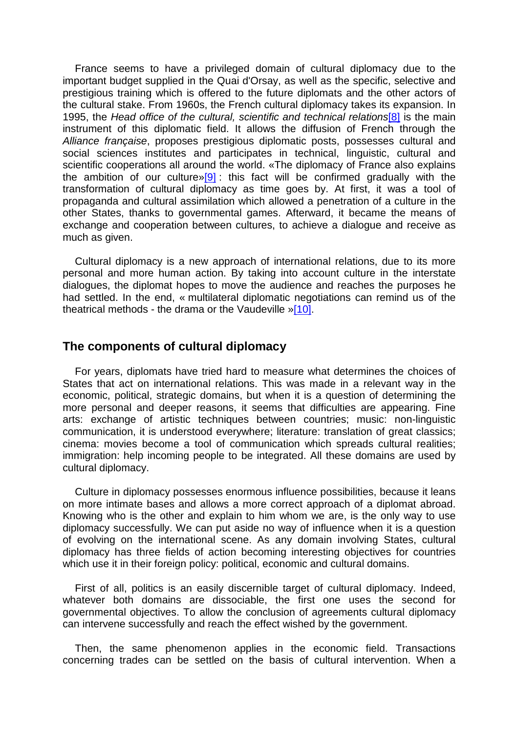France seems to have a privileged domain of cultural diplomacy due to the important budget supplied in the Quai d'Orsay, as well as the specific, selective and prestigious training which is offered to the future diplomats and the other actors of the cultural stake. From 1960s, the French cultural diplomacy takes its expansion. In 1995, the *Head office of the cultural, scientific and technical relations*[8] is the main instrument of this diplomatic field. It allows the diffusion of French through the *Alliance française*, proposes prestigious diplomatic posts, possesses cultural and social sciences institutes and participates in technical, linguistic, cultural and scientific cooperations all around the world. «The diplomacy of France also explains the ambition of our culture»[9] : this fact will be confirmed gradually with the transformation of cultural diplomacy as time goes by. At first, it was a tool of propaganda and cultural assimilation which allowed a penetration of a culture in the other States, thanks to governmental games. Afterward, it became the means of exchange and cooperation between cultures, to achieve a dialogue and receive as much as given.

Cultural diplomacy is a new approach of international relations, due to its more personal and more human action. By taking into account culture in the interstate dialogues, the diplomat hopes to move the audience and reaches the purposes he had settled. In the end, « multilateral diplomatic negotiations can remind us of the theatrical methods - the drama or the Vaudeville »[10].

## The components of cultural diplomacy

For years, diplomats have tried hard to measure what determines the choices of States that act on international relations. This was made in a relevant way in the economic, political, strategic domains, but when it is a question of determining the more personal and deeper reasons, it seems that difficulties are appearing. Fine arts: exchange of artistic techniques between countries; music: non-linguistic communication, it is understood everywhere; literature: translation of great classics; cinema: movies become a tool of communication which spreads cultural realities; immigration: help incoming people to be integrated. All these domains are used by cultural diplomacy.

Culture in diplomacy possesses enormous influence possibilities, because it leans on more intimate bases and allows a more correct approach of a diplomat abroad. Knowing who is the other and explain to him whom we are, is the only way to use diplomacy successfully. We can put aside no way of influence when it is a question of evolving on the international scene. As any domain involving States, cultural diplomacy has three fields of action becoming interesting objectives for countries which use it in their foreign policy: political, economic and cultural domains.

First of all, politics is an easily discernible target of cultural diplomacy. Indeed, whatever both domains are dissociable, the first one uses the second for governmental objectives. To allow the conclusion of agreements cultural diplomacy can intervene successfully and reach the effect wished by the government.

Then, the same phenomenon applies in the economic field. Transactions concerning trades can be settled on the basis of cultural intervention. When a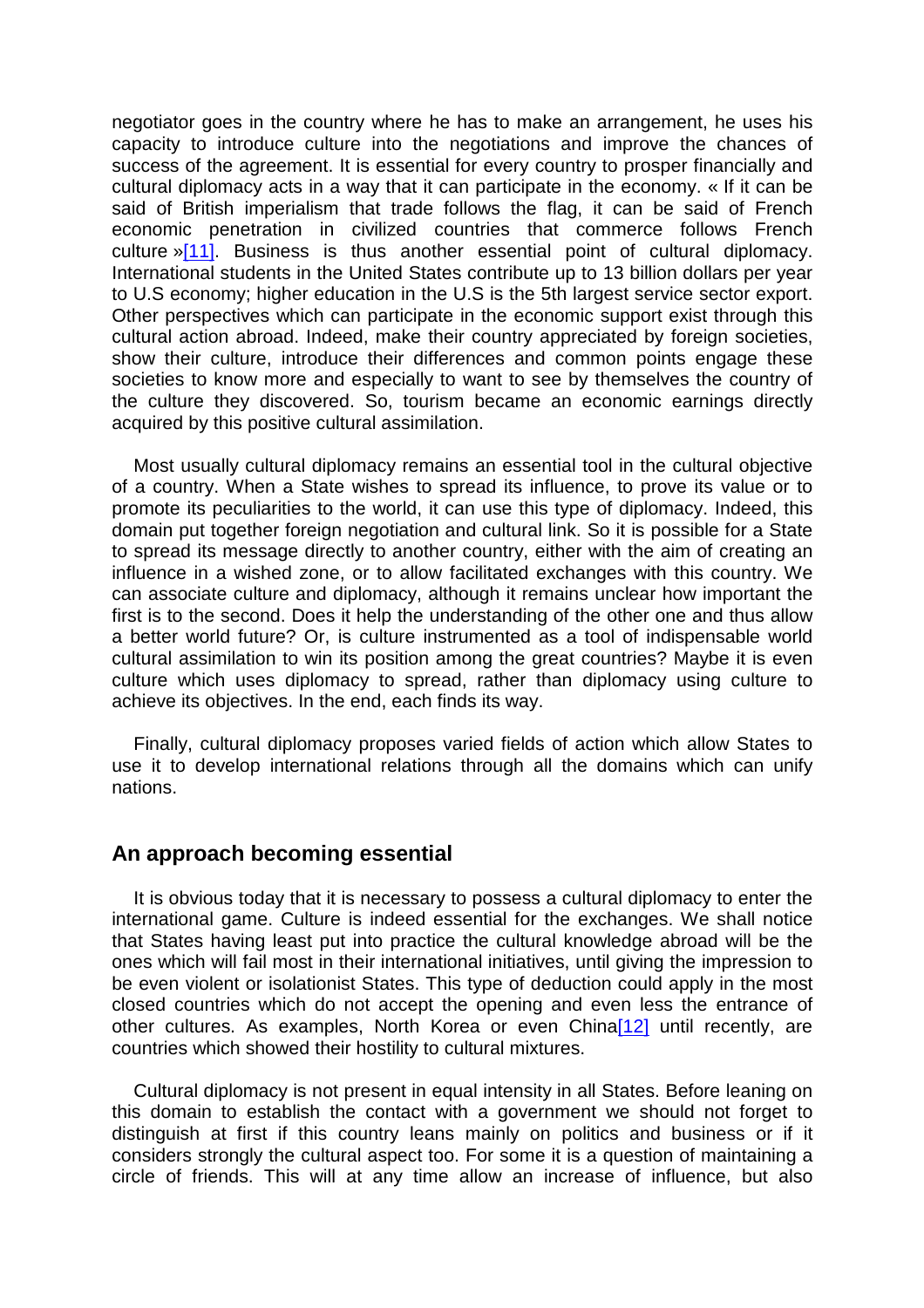negotiator goes in the country where he has to make an arrangement, he uses his capacity to introduce culture into the negotiations and improve the chances of success of the agreement. It is essential for every country to prosper financially and cultural diplomacy acts in a way that it can participate in the economy. « If it can be said of British imperialism that trade follows the flag, it can be said of French economic penetration in civilized countries that commerce follows French culture »[11]. Business is thus another essential point of cultural diplomacy. International students in the United States contribute up to 13 billion dollars per year to U.S economy; higher education in the U.S is the 5th largest service sector export. Other perspectives which can participate in the economic support exist through this cultural action abroad. Indeed, make their country appreciated by foreign societies, show their culture, introduce their differences and common points engage these societies to know more and especially to want to see by themselves the country of the culture they discovered. So, tourism became an economic earnings directly acquired by this positive cultural assimilation.

Most usually cultural diplomacy remains an essential tool in the cultural objective of a country. When a State wishes to spread its influence, to prove its value or to promote its peculiarities to the world, it can use this type of diplomacy. Indeed, this domain put together foreign negotiation and cultural link. So it is possible for a State to spread its message directly to another country, either with the aim of creating an influence in a wished zone, or to allow facilitated exchanges with this country. We can associate culture and diplomacy, although it remains unclear how important the first is to the second. Does it help the understanding of the other one and thus allow a better world future? Or, is culture instrumented as a tool of indispensable world cultural assimilation to win its position among the great countries? Maybe it is even culture which uses diplomacy to spread, rather than diplomacy using culture to achieve its objectives. In the end, each finds its way.

Finally, cultural diplomacy proposes varied fields of action which allow States to use it to develop international relations through all the domains which can unify nations.

## An approach becoming essential

It is obvious today that it is necessary to possess a cultural diplomacy to enter the international game. Culture is indeed essential for the exchanges. We shall notice that States having least put into practice the cultural knowledge abroad will be the ones which will fail most in their international initiatives, until giving the impression to be even violent or isolationist States. This type of deduction could apply in the most closed countries which do not accept the opening and even less the entrance of other cultures. As examples, North Korea or even China[12] until recently, are countries which showed their hostility to cultural mixtures.

Cultural diplomacy is not present in equal intensity in all States. Before leaning on this domain to establish the contact with a government we should not forget to distinguish at first if this country leans mainly on politics and business or if it considers strongly the cultural aspect too. For some it is a question of maintaining a circle of friends. This will at any time allow an increase of influence, but also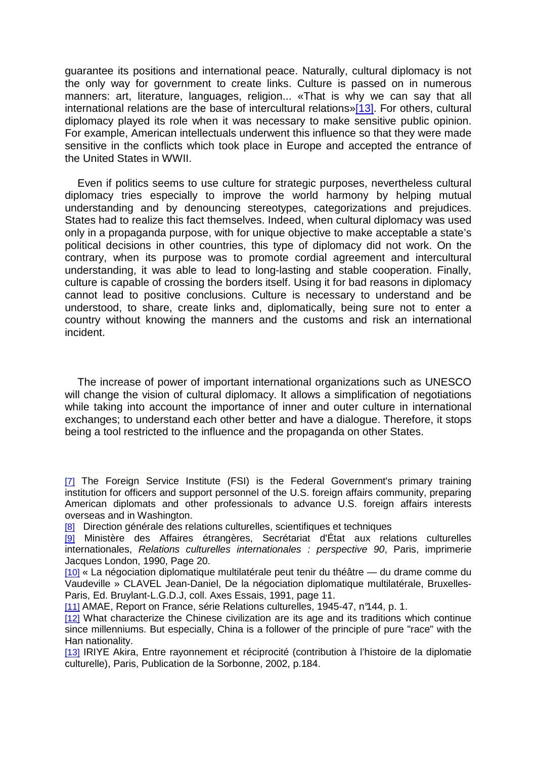guarantee its positions and international peace. Naturally, cultural diplomacy is not the only way for government to create links. Culture is passed on in numerous manners: art, literature, languages, religion... «That is why we can say that all international relations are the base of intercultural relations»[13]. For others, cultural diplomacy played its role when it was necessary to make sensitive public opinion. For example, American intellectuals underwent this influence so that they were made sensitive in the conflicts which took place in Europe and accepted the entrance of the United States in WWII.

Even if politics seems to use culture for strategic purposes, nevertheless cultural diplomacy tries especially to improve the world harmony by helping mutual understanding and by denouncing stereotypes, categorizations and prejudices. States had to realize this fact themselves. Indeed, when cultural diplomacy was used only in a propaganda purpose, with for unique objective to make acceptable a state's political decisions in other countries, this type of diplomacy did not work. On the contrary, when its purpose was to promote cordial agreement and intercultural understanding, it was able to lead to long-lasting and stable cooperation. Finally, culture is capable of crossing the borders itself. Using it for bad reasons in diplomacy cannot lead to positive conclusions. Culture is necessary to understand and be understood, to share, create links and, diplomatically, being sure not to enter a country without knowing the manners and the customs and risk an international incident.

The increase of power of important international organizations such as UNESCO will change the vision of cultural diplomacy. It allows a simplification of negotiations while taking into account the importance of inner and outer culture in international exchanges; to understand each other better and have a dialogue. Therefore, it stops being a tool restricted to the influence and the propaganda on other States.

---

[7] The Foreign Service Institute (FSI) is the Federal Government's primary training institution for officers and support personnel of the U.S. foreign affairs community, preparing American diplomats and other professionals to advance U.S. foreign affairs interests overseas and in Washington.

[8] Direction générale des relations culturelles, scientifiques et techniques

[9] Ministère des Affaires étrangères, Secrétariat d'État aux relations culturelles internationales, *Relations culturelles internationales : perspective 90*, Paris, imprimerie Jacques London, 1990, Page 20.

[10] « La négociation diplomatique multilatérale peut tenir du théâtre — du drame comme du Vaudeville » CLAVEL Jean-Daniel, De la négociation diplomatique multilatérale, Bruxelles-Paris, Ed. Bruylant-L.G.D.J, coll. Axes Essais, 1991, page 11.

[11] AMAE, Report on France, série Relations culturelles, 1945-47, n°144, p. 1.

[12] What characterize the Chinese civilization are its age and its traditions which continue since millenniums. But especially, China is a follower of the principle of pure "race" with the Han nationality.

[13] IRIYE Akira, Entre rayonnement et réciprocité (contribution à l'histoire de la diplomatie culturelle), Paris, Publication de la Sorbonne, 2002, p.184.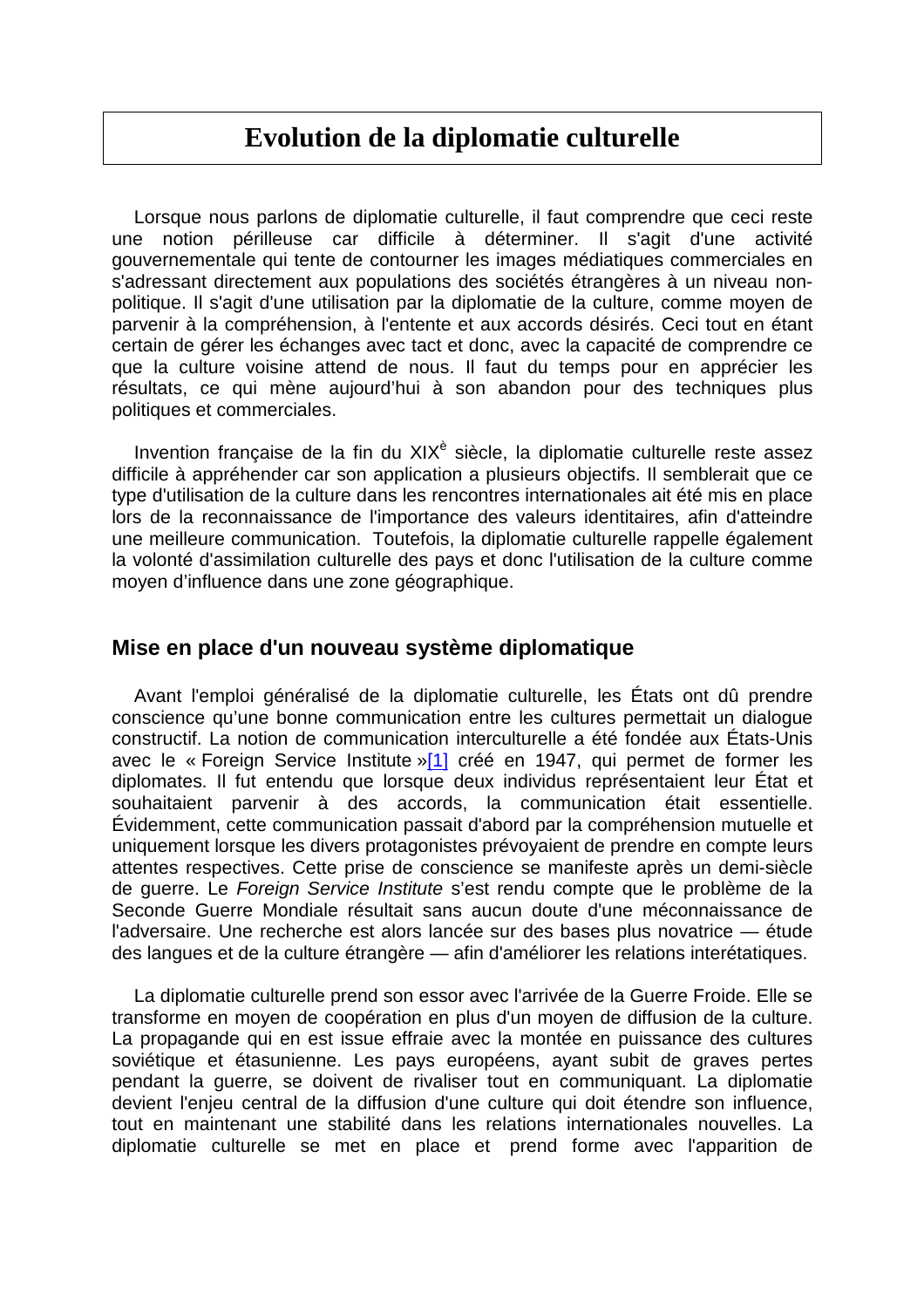# Evolution de la diplomatie culturelle

Lorsque nous parlons de diplomatie culturelle, il faut comprendre que ceci reste une notion périlleuse car difficile à déterminer. Il s'agit d'une activité gouvernementale qui tente de contourner les images médiatiques commerciales en s'adressant directement aux populations des sociétés étrangères à un niveau non-politique. Il s'agit d'une utilisation par la diplomatie de la culture, comme moyen de parvenir à la compréhension, à l'entente et aux accords désirés. Ceci tout en étant certain de gérer les échanges avec tact et donc, avec la capacité de comprendre ce que la culture voisine attend de nous. Il faut du temps pour en apprécier les résultats, ce qui mène aujourd'hui à son abandon pour des techniques plus politiques et commerciales.

Invention française de la fin du XIXè siècle, la diplomatie culturelle reste assez difficile à appréhender car son application a plusieurs objectifs. Il semblerait que ce type d'utilisation de la culture dans les rencontres internationales ait été mis en place lors de la reconnaissance de l'importance des valeurs identitaires, afin d'atteindre une meilleure communication. Toutefois, la diplomatie culturelle rappelle également la volonté d'assimilation culturelle des pays et donc l'utilisation de la culture comme moyen d'influence dans une zone géographique.

## Mise en place d'un nouveau système diplomatique

Avant l'emploi généralisé de la diplomatie culturelle, les États ont dû prendre conscience qu'une bonne communication entre les cultures permettait un dialogue constructif. La notion de communication interculturelle a été fondée aux États-Unis avec le « Foreign Service Institute »[1] créé en 1947, qui permet de former les diplomates. Il fut entendu que lorsque deux individus représentaient leur État et souhaitaient parvenir à des accords, la communication était essentielle. Évidemment, cette communication passait d'abord par la compréhension mutuelle et uniquement lorsque les divers protagonistes prévoyaient de prendre en compte leurs attentes respectives. Cette prise de conscience se manifeste après un demi-siècle de guerre. Le *Foreign Service Institute* s'est rendu compte que le problème de la Seconde Guerre Mondiale résultait sans aucun doute d'une méconnaissance de l'adversaire. Une recherche est alors lancée sur des bases plus novatrice — étude des langues et de la culture étrangère — afin d'améliorer les relations interétatiques.

La diplomatie culturelle prend son essor avec l'arrivée de la Guerre Froide. Elle se transforme en moyen de coopération en plus d'un moyen de diffusion de la culture. La propagande qui en est issue effraie avec la montée en puissance des cultures soviétique et étasunienne. Les pays européens, ayant subit de graves pertes pendant la guerre, se doivent de rivaliser tout en communiquant. La diplomatie devient l'enjeu central de la diffusion d'une culture qui doit étendre son influence, tout en maintenant une stabilité dans les relations internationales nouvelles. La diplomatie culturelle se met en place et prend forme avec l'apparition de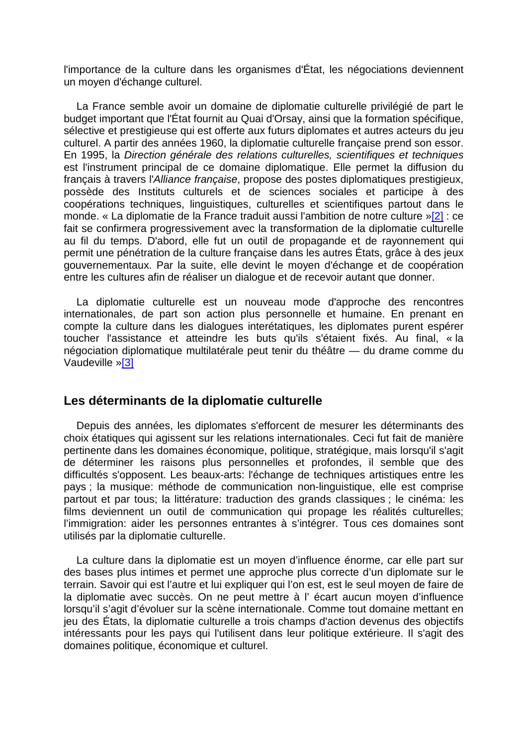l'importance de la culture dans les organismes d'État, les négociations deviennent un moyen d'échange culturel.

La France semble avoir un domaine de diplomatie culturelle privilégié de part le budget important que l'État fournit au Quai d'Orsay, ainsi que la formation spécifique, sélective et prestigieuse qui est offerte aux futurs diplomates et autres acteurs du jeu culturel. A partir des années 1960, la diplomatie culturelle française prend son essor. En 1995, la *Direction générale des relations culturelles, scientifiques et techniques* est l'instrument principal de ce domaine diplomatique. Elle permet la diffusion du français à travers l'*Alliance française*, propose des postes diplomatiques prestigieux, possède des Instituts culturels et de sciences sociales et participe à des coopérations techniques, linguistiques, culturelles et scientifiques partout dans le monde. « La diplomatie de la France traduit aussi l'ambition de notre culture »[2] : ce fait se confirmera progressivement avec la transformation de la diplomatie culturelle au fil du temps. D'abord, elle fut un outil de propagande et de rayonnement qui permit une pénétration de la culture française dans les autres États, grâce à des jeux gouvernementaux. Par la suite, elle devint le moyen d'échange et de coopération entre les cultures afin de réaliser un dialogue et de recevoir autant que donner.

La diplomatie culturelle est un nouveau mode d'approche des rencontres internationales, de part son action plus personnelle et humaine. En prenant en compte la culture dans les dialogues interétatiques, les diplomates purent espérer toucher l'assistance et atteindre les buts qu'ils s'étaient fixés. Au final, « la négociation diplomatique multilatérale peut tenir du théâtre — du drame comme du Vaudeville »[3]

## Les déterminants de la diplomatie culturelle

Depuis des années, les diplomates s'efforcent de mesurer les déterminants des choix étatiques qui agissent sur les relations internationales. Ceci fut fait de manière pertinente dans les domaines économique, politique, stratégique, mais lorsqu'il s'agit de déterminer les raisons plus personnelles et profondes, il semble que des difficultés s'opposent. Les beaux-arts: l'échange de techniques artistiques entre les pays ; la musique: méthode de communication non-linguistique, elle est comprise partout et par tous; la littérature: traduction des grands classiques ; le cinéma: les films deviennent un outil de communication qui propage les réalités culturelles; l'immigration: aider les personnes entrantes à s'intégrer. Tous ces domaines sont utilisés par la diplomatie culturelle.

La culture dans la diplomatie est un moyen d'influence énorme, car elle part sur des bases plus intimes et permet une approche plus correcte d'un diplomate sur le terrain. Savoir qui est l'autre et lui expliquer qui l'on est, est le seul moyen de faire de la diplomatie avec succès. On ne peut mettre à l' écart aucun moyen d'influence lorsqu'il s'agit d'évoluer sur la scène internationale. Comme tout domaine mettant en jeu des États, la diplomatie culturelle a trois champs d'action devenus des objectifs intéressants pour les pays qui l'utilisent dans leur politique extérieure. Il s'agit des domaines politique, économique et culturel.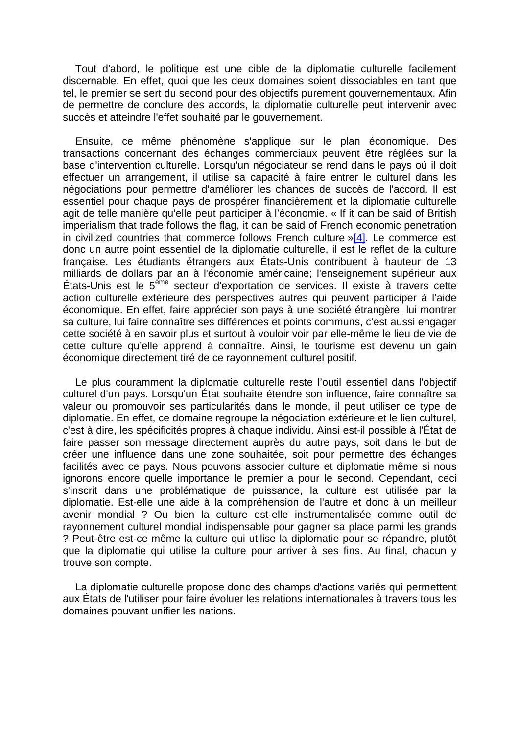Tout d'abord, le politique est une cible de la diplomatie culturelle facilement discernable. En effet, quoi que les deux domaines soient dissociables en tant que tel, le premier se sert du second pour des objectifs purement gouvernementaux. Afin de permettre de conclure des accords, la diplomatie culturelle peut intervenir avec succès et atteindre l'effet souhaité par le gouvernement.

Ensuite, ce même phénomène s'applique sur le plan économique. Des transactions concernant des échanges commerciaux peuvent être réglées sur la base d'intervention culturelle. Lorsqu'un négociateur se rend dans le pays où il doit effectuer un arrangement, il utilise sa capacité à faire entrer le culturel dans les négociations pour permettre d'améliorer les chances de succès de l'accord. Il est essentiel pour chaque pays de prospérer financièrement et la diplomatie culturelle agit de telle manière qu'elle peut participer à l'économie. « If it can be said of British imperialism that trade follows the flag, it can be said of French economic penetration in civilized countries that commerce follows French culture »[4]. Le commerce est donc un autre point essentiel de la diplomatie culturelle, il est le reflet de la culture française. Les étudiants étrangers aux États-Unis contribuent à hauteur de 13 milliards de dollars par an à l'économie américaine; l'enseignement supérieur aux États-Unis est le 5ème secteur d'exportation de services. Il existe à travers cette action culturelle extérieure des perspectives autres qui peuvent participer à l'aide économique. En effet, faire apprécier son pays à une société étrangère, lui montrer sa culture, lui faire connaître ses différences et points communs, c'est aussi engager cette société à en savoir plus et surtout à vouloir voir par elle-même le lieu de vie de cette culture qu'elle apprend à connaître. Ainsi, le tourisme est devenu un gain économique directement tiré de ce rayonnement culturel positif.

Le plus couramment la diplomatie culturelle reste l'outil essentiel dans l'objectif culturel d'un pays. Lorsqu'un État souhaite étendre son influence, faire connaître sa valeur ou promouvoir ses particularités dans le monde, il peut utiliser ce type de diplomatie. En effet, ce domaine regroupe la négociation extérieure et le lien culturel, c'est à dire, les spécificités propres à chaque individu. Ainsi est-il possible à l'État de faire passer son message directement auprès du autre pays, soit dans le but de créer une influence dans une zone souhaitée, soit pour permettre des échanges facilités avec ce pays. Nous pouvons associer culture et diplomatie même si nous ignorons encore quelle importance le premier a pour le second. Cependant, ceci s'inscrit dans une problématique de puissance, la culture est utilisée par la diplomatie. Est-elle une aide à la compréhension de l'autre et donc à un meilleur avenir mondial ? Ou bien la culture est-elle instrumentalisée comme outil de rayonnement culturel mondial indispensable pour gagner sa place parmi les grands ? Peut-être est-ce même la culture qui utilise la diplomatie pour se répandre, plutôt que la diplomatie qui utilise la culture pour arriver à ses fins. Au final, chacun y trouve son compte.

La diplomatie culturelle propose donc des champs d'actions variés qui permettent aux États de l'utiliser pour faire évoluer les relations internationales à travers tous les domaines pouvant unifier les nations.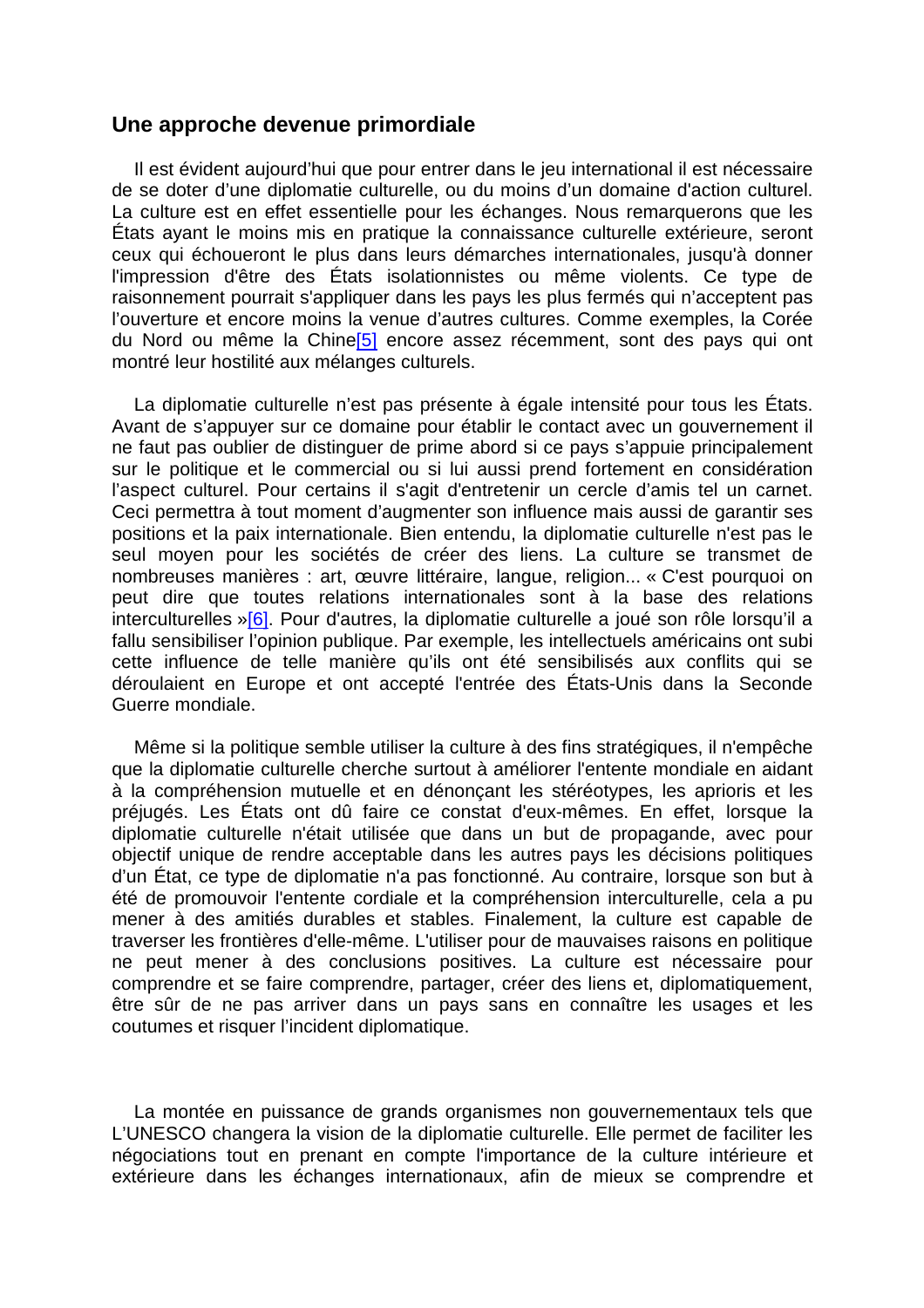## Une approche devenue primordiale

Il est évident aujourd'hui que pour entrer dans le jeu international il est nécessaire de se doter d'une diplomatie culturelle, ou du moins d'un domaine d'action culturel. La culture est en effet essentielle pour les échanges. Nous remarquerons que les États ayant le moins mis en pratique la connaissance culturelle extérieure, seront ceux qui échoueront le plus dans leurs démarches internationales, jusqu'à donner l'impression d'être des États isolationnistes ou même violents. Ce type de raisonnement pourrait s'appliquer dans les pays les plus fermés qui n'acceptent pas l'ouverture et encore moins la venue d'autres cultures. Comme exemples, la Corée du Nord ou même la Chine[5] encore assez récemment, sont des pays qui ont montré leur hostilité aux mélanges culturels.

La diplomatie culturelle n'est pas présente à égale intensité pour tous les États. Avant de s'appuyer sur ce domaine pour établir le contact avec un gouvernement il ne faut pas oublier de distinguer de prime abord si ce pays s'appuie principalement sur le politique et le commercial ou si lui aussi prend fortement en considération l'aspect culturel. Pour certains il s'agit d'entretenir un cercle d'amis tel un carnet. Ceci permettra à tout moment d'augmenter son influence mais aussi de garantir ses positions et la paix internationale. Bien entendu, la diplomatie culturelle n'est pas le seul moyen pour les sociétés de créer des liens. La culture se transmet de nombreuses manières : art, œuvre littéraire, langue, religion... « C'est pourquoi on peut dire que toutes relations internationales sont à la base des relations interculturelles »[6]. Pour d'autres, la diplomatie culturelle a joué son rôle lorsqu'il a fallu sensibiliser l'opinion publique. Par exemple, les intellectuels américains ont subi cette influence de telle manière qu'ils ont été sensibilisés aux conflits qui se déroulaient en Europe et ont accepté l'entrée des États-Unis dans la Seconde Guerre mondiale.

Même si la politique semble utiliser la culture à des fins stratégiques, il n'empêche que la diplomatie culturelle cherche surtout à améliorer l'entente mondiale en aidant à la compréhension mutuelle et en dénonçant les stéréotypes, les aprioris et les préjugés. Les États ont dû faire ce constat d'eux-mêmes. En effet, lorsque la diplomatie culturelle n'était utilisée que dans un but de propagande, avec pour objectif unique de rendre acceptable dans les autres pays les décisions politiques d'un État, ce type de diplomatie n'a pas fonctionné. Au contraire, lorsque son but à été de promouvoir l'entente cordiale et la compréhension interculturelle, cela a pu mener à des amitiés durables et stables. Finalement, la culture est capable de traverser les frontières d'elle-même. L'utiliser pour de mauvaises raisons en politique ne peut mener à des conclusions positives. La culture est nécessaire pour comprendre et se faire comprendre, partager, créer des liens et, diplomatiquement, être sûr de ne pas arriver dans un pays sans en connaître les usages et les coutumes et risquer l'incident diplomatique.

La montée en puissance de grands organismes non gouvernementaux tels que L'UNESCO changera la vision de la diplomatie culturelle. Elle permet de faciliter les négociations tout en prenant en compte l'importance de la culture intérieure et extérieure dans les échanges internationaux, afin de mieux se comprendre et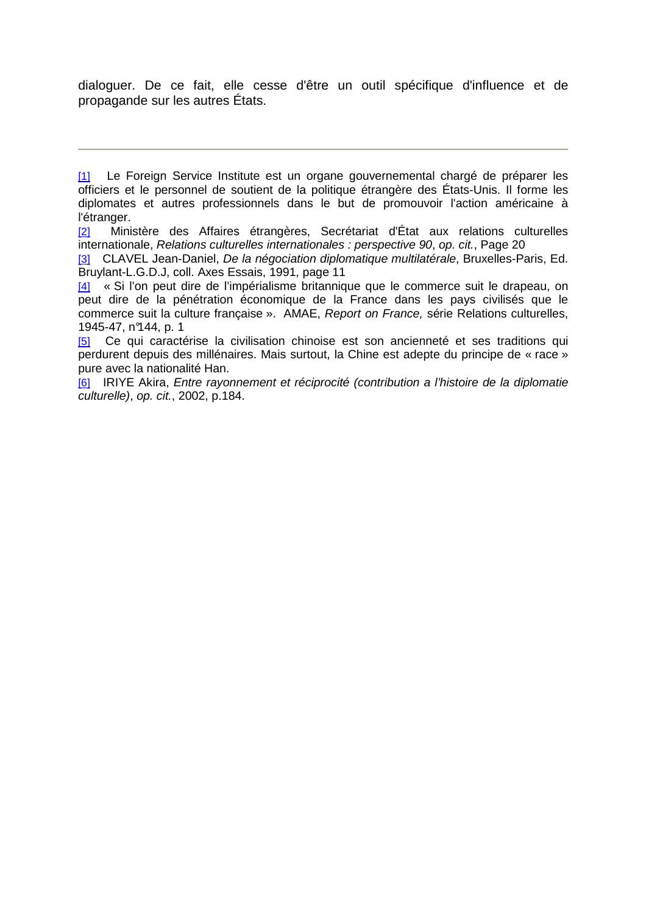dialoguer. De ce fait, elle cesse d'être un outil spécifique d'influence et de propagande sur les autres États.

---

[1] Le Foreign Service Institute est un organe gouvernemental chargé de préparer les officiers et le personnel de soutient de la politique étrangère des États-Unis. Il forme les diplomates et autres professionnels dans le but de promouvoir l'action américaine à l'étranger.

[2] Ministère des Affaires étrangères, Secrétariat d'État aux relations culturelles internationale, *Relations culturelles internationales : perspective 90*, *op. cit.*, Page 20

[3] CLAVEL Jean-Daniel, *De la négociation diplomatique multilatérale*, Bruxelles-Paris, Ed. Bruylant-L.G.D.J, coll. Axes Essais, 1991, page 11

[4] « Si l'on peut dire de l'impérialisme britannique que le commerce suit le drapeau, on peut dire de la pénétration économique de la France dans les pays civilisés que le commerce suit la culture française ». AMAE, *Report on France,* série Relations culturelles, 1945-47, n°144, p. 1

[5] Ce qui caractérise la civilisation chinoise est son ancienneté et ses traditions qui perdurent depuis des millénaires. Mais surtout, la Chine est adepte du principe de « race » pure avec la nationalité Han.

[6] IRIYE Akira, *Entre rayonnement et réciprocité (contribution a l'histoire de la diplomatie culturelle)*, *op. cit.*, 2002, p.184.